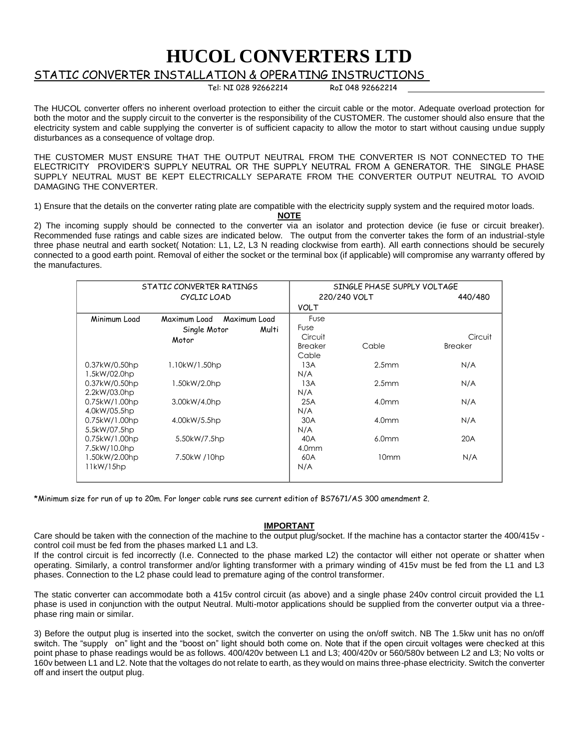# HUCOL CONVERTERS LTD

## STATIC CONVERTER INSTALLATION & OPERATING INSTRUCTIONS

Tel: NI 028 92662214 RoI 048 92662214

The HUCOL converter offers no inherent overload protection to either the circuit cable or the motor. Adequate overload protection for both the motor and the supply circuit to the converter is the responsibility of the CUSTOMER. The customer should also ensure that the electricity system and cable supplying the converter is of sufficient capacity to allow the motor to start without causing undue supply disturbances as a consequence of voltage drop.

THE CUSTOMER MUST ENSURE THAT THE OUTPUT NEUTRAL FROM THE CONVERTER IS NOT CONNECTED TO THE ELECTRICITY PROVIDER'S SUPPLY NEUTRAL OR THE SUPPLY NEUTRAL FROM A GENERATOR. THE SINGLE PHASE SUPPLY NEUTRAL MUST BE KEPT ELECTRICALLY SEPARATE FROM THE CONVERTER OUTPUT NEUTRAL TO AVOID DAMAGING THE CONVERTER.

1) Ensure that the details on the converter rating plate are compatible with the electricity supply system and the required motor loads.

**NOTE**

2) The incoming supply should be connected to the converter via an isolator and protection device (ie fuse or circuit breaker). Recommended fuse ratings and cable sizes are indicated below. The output from the converter takes the form of an industrial-style three phase neutral and earth socket( Notation: L1, L2, L3 N reading clockwise from earth). All earth connections should be securely connected to a good earth point. Removal of either the socket or the terminal box (if applicable) will compromise any warranty offered by the manufactures.

| STATIC CONVERTER RATINGS CYCLIC LOAD | | | SINGLE PHASE SUPPLY VOLTAGE | | | | |
|---|---|---|---|---|---|---|---|
| | | | 220/240 VOLT | | 440/480 VOLT | | |
| Minimum Load | Maximum Load Single Motor | Maximum Load Multi Motor | Fuse Circuit Breaker | Cable | Fuse Circuit Breaker | Cable | |
| 0.37kW/0.50hp | 1.10kW/1.50hp | 1.5kW/02.0hp | 13A | 2.5mm | N/A | N/A | |
| 0.37kW/0.50hp | 1.50kW/2.0hp | 2.2kW/03.0hp | 13A | 2.5mm | N/A | N/A | |
| 0.75kW/1.00hp | 3.00kW/4.0hp | 4.0kW/05.5hp | 25A | 4.0mm | N/A | N/A | |
| 0.75kW/1.00hp | 4.00kW/5.5hp | 5.5kW/07.5hp | 30A | 4.0mm | N/A | N/A | |
| 0.75kW/1.00hp | 5.50kW/7.5hp | 7.5kW/10.0hp | 40A | 6.0mm | 20A | 4.0mm | |
| 1.50kW/2.00hp | 7.50kW /10hp | 11kW/15hp | 60A | 10mm | N/A | N/A | |

*Minimum size for run of up to 20m. For longer cable runs see current edition of BS7671/AS 300 amendment 2.

**IMPORTANT**

Care should be taken with the connection of the machine to the output plug/socket. If the machine has a contactor starter the 400/415v - control coil must be fed from the phases marked L1 and L3.

If the control circuit is fed incorrectly (I.e. Connected to the phase marked L2) the contactor will either not operate or shatter when operating. Similarly, a control transformer and/or lighting transformer with a primary winding of 415v must be fed from the L1 and L3 phases. Connection to the L2 phase could lead to premature aging of the control transformer.

The static converter can accommodate both a 415v control circuit (as above) and a single phase 240v control circuit provided the L1 phase is used in conjunction with the output Neutral. Multi-motor applications should be supplied from the converter output via a three-phase ring main or similar.

3) Before the output plug is inserted into the socket, switch the converter on using the on/off switch. NB The 1.5kw unit has no on/off switch. The "supply on" light and the "boost on" light should both come on. Note that if the open circuit voltages were checked at this point phase to phase readings would be as follows. 400/420v between L1 and L3; 400/420v or 560/580v between L2 and L3; No volts or 160v between L1 and L2. Note that the voltages do not relate to earth, as they would on mains three-phase electricity. Switch the converter off and insert the output plug.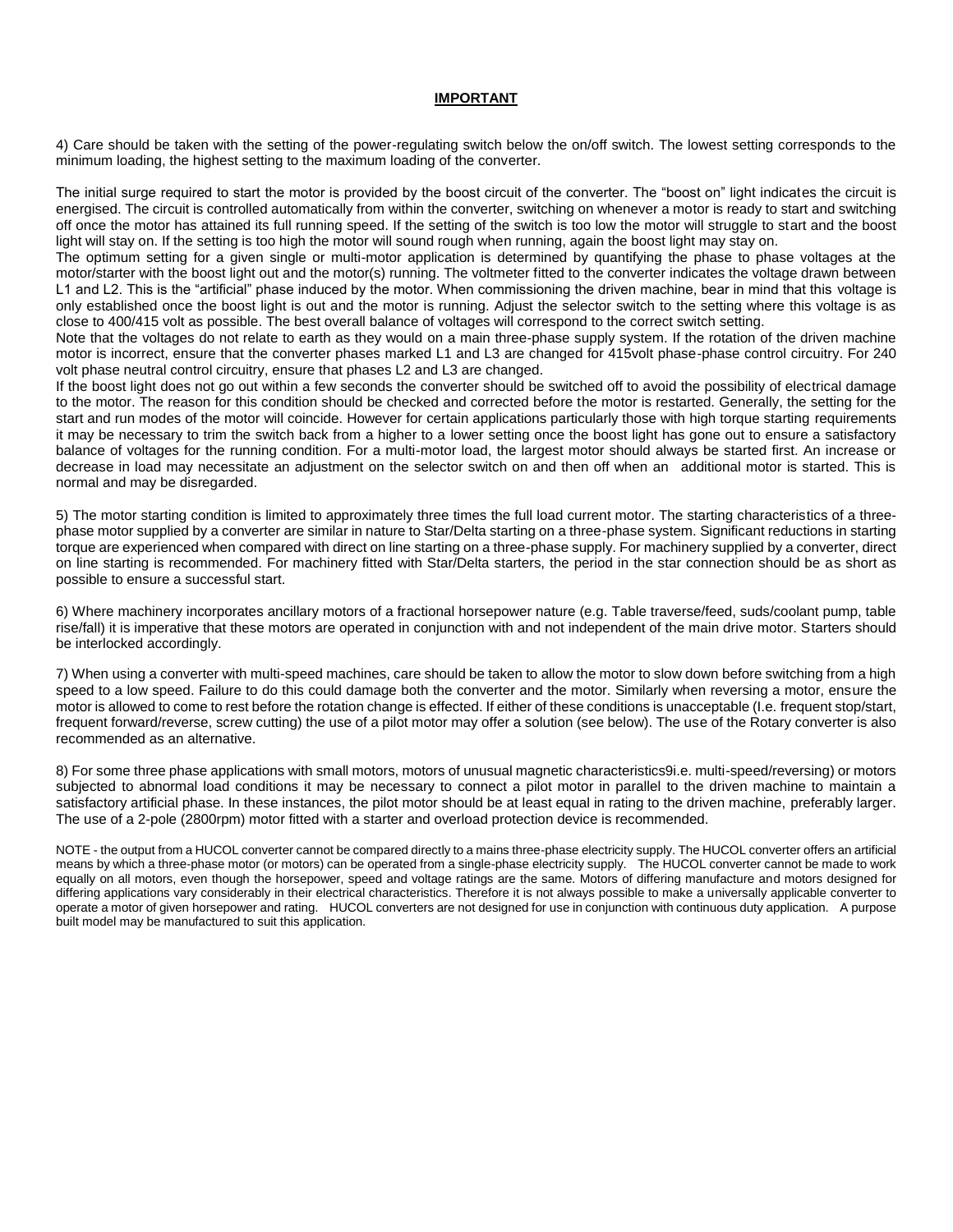**IMPORTANT**

4) Care should be taken with the setting of the power-regulating switch below the on/off switch. The lowest setting corresponds to the minimum loading, the highest setting to the maximum loading of the converter.

The initial surge required to start the motor is provided by the boost circuit of the converter. The "boost on" light indicates the circuit is energised. The circuit is controlled automatically from within the converter, switching on whenever a motor is ready to start and switching off once the motor has attained its full running speed. If the setting of the switch is too low the motor will struggle to start and the boost light will stay on. If the setting is too high the motor will sound rough when running, again the boost light may stay on.
The optimum setting for a given single or multi-motor application is determined by quantifying the phase to phase voltages at the motor/starter with the boost light out and the motor(s) running. The voltmeter fitted to the converter indicates the voltage drawn between L1 and L2. This is the "artificial" phase induced by the motor. When commissioning the driven machine, bear in mind that this voltage is only established once the boost light is out and the motor is running. Adjust the selector switch to the setting where this voltage is as close to 400/415 volt as possible. The best overall balance of voltages will correspond to the correct switch setting.
Note that the voltages do not relate to earth as they would on a main three-phase supply system. If the rotation of the driven machine motor is incorrect, ensure that the converter phases marked L1 and L3 are changed for 415volt phase-phase control circuitry. For 240 volt phase neutral control circuitry, ensure that phases L2 and L3 are changed.
If the boost light does not go out within a few seconds the converter should be switched off to avoid the possibility of electrical damage to the motor. The reason for this condition should be checked and corrected before the motor is restarted. Generally, the setting for the start and run modes of the motor will coincide. However for certain applications particularly those with high torque starting requirements it may be necessary to trim the switch back from a higher to a lower setting once the boost light has gone out to ensure a satisfactory balance of voltages for the running condition. For a multi-motor load, the largest motor should always be started first. An increase or decrease in load may necessitate an adjustment on the selector switch on and then off when an additional motor is started. This is normal and may be disregarded.

5) The motor starting condition is limited to approximately three times the full load current motor. The starting characteristics of a three-phase motor supplied by a converter are similar in nature to Star/Delta starting on a three-phase system. Significant reductions in starting torque are experienced when compared with direct on line starting on a three-phase supply. For machinery supplied by a converter, direct on line starting is recommended. For machinery fitted with Star/Delta starters, the period in the star connection should be as short as possible to ensure a successful start.

6) Where machinery incorporates ancillary motors of a fractional horsepower nature (e.g. Table traverse/feed, suds/coolant pump, table rise/fall) it is imperative that these motors are operated in conjunction with and not independent of the main drive motor. Starters should be interlocked accordingly.

7) When using a converter with multi-speed machines, care should be taken to allow the motor to slow down before switching from a high speed to a low speed. Failure to do this could damage both the converter and the motor. Similarly when reversing a motor, ensure the motor is allowed to come to rest before the rotation change is effected. If either of these conditions is unacceptable (I.e. frequent stop/start, frequent forward/reverse, screw cutting) the use of a pilot motor may offer a solution (see below). The use of the Rotary converter is also recommended as an alternative.

8) For some three phase applications with small motors, motors of unusual magnetic characteristics9i.e. multi-speed/reversing) or motors subjected to abnormal load conditions it may be necessary to connect a pilot motor in parallel to the driven machine to maintain a satisfactory artificial phase. In these instances, the pilot motor should be at least equal in rating to the driven machine, preferably larger. The use of a 2-pole (2800rpm) motor fitted with a starter and overload protection device is recommended.

NOTE - the output from a HUCOL converter cannot be compared directly to a mains three-phase electricity supply. The HUCOL converter offers an artificial means by which a three-phase motor (or motors) can be operated from a single-phase electricity supply. The HUCOL converter cannot be made to work equally on all motors, even though the horsepower, speed and voltage ratings are the same. Motors of differing manufacture and motors designed for differing applications vary considerably in their electrical characteristics. Therefore it is not always possible to make a universally applicable converter to operate a motor of given horsepower and rating. HUCOL converters are not designed for use in conjunction with continuous duty application. A purpose built model may be manufactured to suit this application.